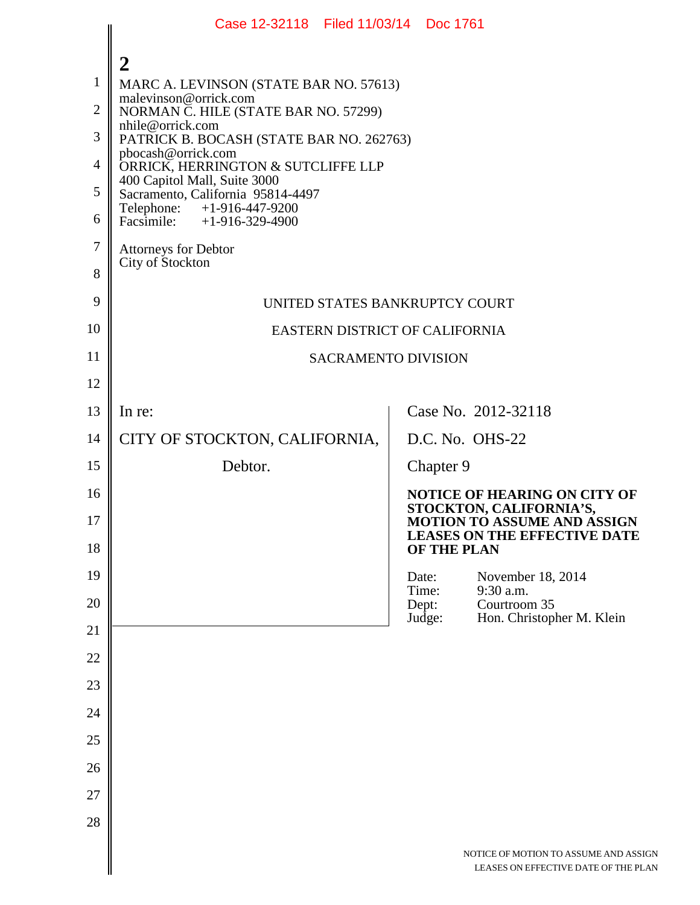**2**

MARC A. LEVINSON (STATE BAR NO. 57613)
malevinson@orrick.com
NORMAN C. HILE (STATE BAR NO. 57299)
nhile@orrick.com
PATRICK B. BOCASH (STATE BAR NO. 262763)
pbocash@orrick.com
ORRICK, HERRINGTON & SUTCLIFFE LLP
400 Capitol Mall, Suite 3000
Sacramento, California 95814-4497
Telephone: +1-916-447-9200
Facsimile: +1-916-329-4900

Attorneys for Debtor
City of Stockton

UNITED STATES BANKRUPTCY COURT

EASTERN DISTRICT OF CALIFORNIA

SACRAMENTO DIVISION

| | |
|---|---|
| In re:<br><br>CITY OF STOCKTON, CALIFORNIA,<br><br>Debtor. | Case No. 2012-32118<br><br>D.C. No. OHS-22<br><br>Chapter 9<br><br>**NOTICE OF HEARING ON CITY OF STOCKTON, CALIFORNIA'S, MOTION TO ASSUME AND ASSIGN LEASES ON THE EFFECTIVE DATE OF THE PLAN**<br><br>Date: November 18, 2014<br>Time: 9:30 a.m.<br>Dept: Courtroom 35<br>Judge: Hon. Christopher M. Klein |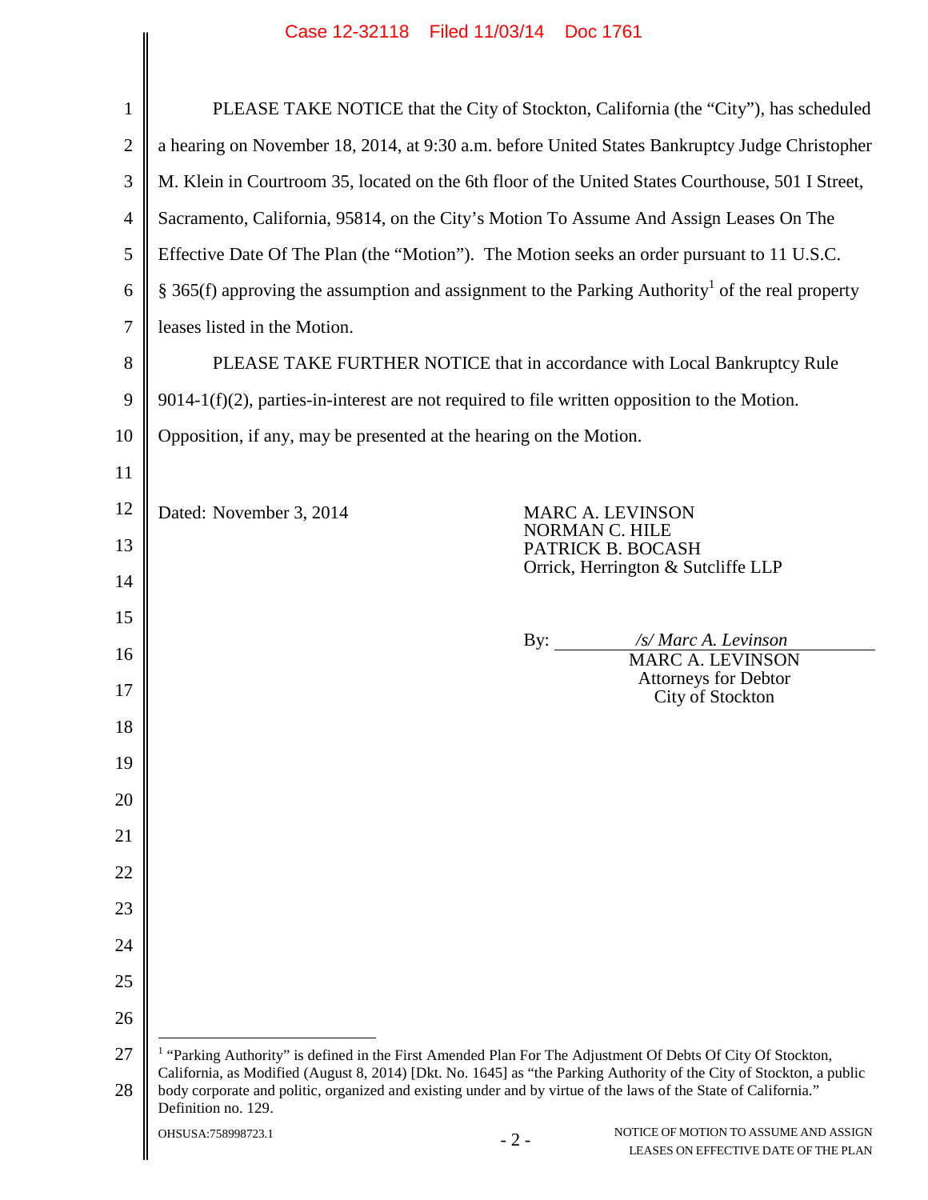PLEASE TAKE NOTICE that the City of Stockton, California (the "City"), has scheduled a hearing on November 18, 2014, at 9:30 a.m. before United States Bankruptcy Judge Christopher M. Klein in Courtroom 35, located on the 6th floor of the United States Courthouse, 501 I Street, Sacramento, California, 95814, on the City's Motion To Assume And Assign Leases On The Effective Date Of The Plan (the "Motion"). The Motion seeks an order pursuant to 11 U.S.C. § 365(f) approving the assumption and assignment to the Parking Authority[1] of the real property leases listed in the Motion.

PLEASE TAKE FURTHER NOTICE that in accordance with Local Bankruptcy Rule 9014-1(f)(2), parties-in-interest are not required to file written opposition to the Motion. Opposition, if any, may be presented at the hearing on the Motion.

Dated: November 3, 2014

MARC A. LEVINSON
NORMAN C. HILE
PATRICK B. BOCASH
Orrick, Herrington & Sutcliffe LLP

By: */s/ Marc A. Levinson*
MARC A. LEVINSON
Attorneys for Debtor
City of Stockton

[1] "Parking Authority" is defined in the First Amended Plan For The Adjustment Of Debts Of City Of Stockton, California, as Modified (August 8, 2014) [Dkt. No. 1645] as "the Parking Authority of the City of Stockton, a public body corporate and politic, organized and existing under and by virtue of the laws of the State of California." Definition no. 129.